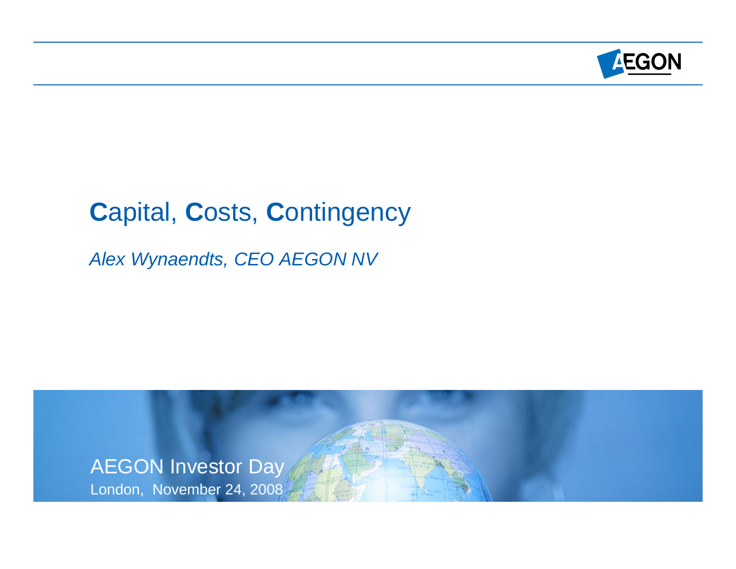# **C**apital, **C**osts, **C**ontingency

*Alex Wynaendts, CEO AEGON NV*

AEGON Investor Day

London, November 24, 2008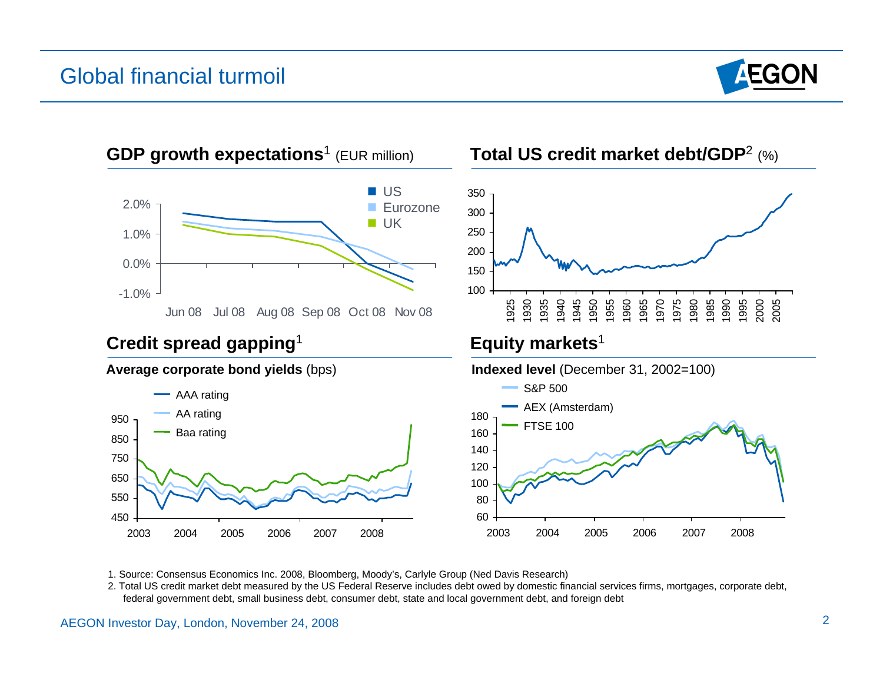# Global financial turmoil

## GDP growth expectations[1] (EUR million)

US, Eurozone, UK

2.0%, 1.0%, 0.0%, -1.0%

Jun 08, Jul 08, Aug 08, Sep 08, Oct 08, Nov 08

## Total US credit market debt/GDP[2] (%)

350, 300, 250, 200, 150, 100

1925, 1930, 1935, 1940, 1945, 1950, 1955, 1960, 1965, 1970, 1975, 1980, 1985, 1990, 1995, 2000, 2005

## Credit spread gapping[1]

**Average corporate bond yields** (bps)

AAA rating, AA rating, Baa rating

950, 850, 750, 650, 550, 450

2003, 2004, 2005, 2006, 2007, 2008

## Equity markets[1]

**Indexed level** (December 31, 2002=100)

S&P 500, AEX (Amsterdam), FTSE 100

180, 160, 140, 120, 100, 80, 60

2003, 2004, 2005, 2006, 2007, 2008

1. Source: Consensus Economics Inc. 2008, Bloomberg, Moody's, Carlyle Group (Ned Davis Research)
2. Total US credit market debt measured by the US Federal Reserve includes debt owed by domestic financial services firms, mortgages, corporate debt, federal government debt, small business debt, consumer debt, state and local government debt, and foreign debt

AEGON Investor Day, London, November 24, 2008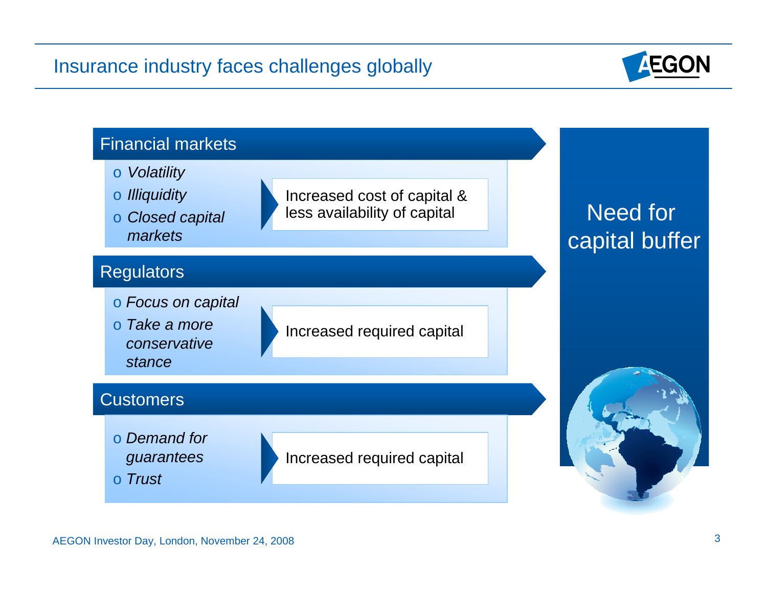# Insurance industry faces challenges globally

## Financial markets

- *Volatility*
- *Illiquidity*
- *Closed capital markets*

Increased cost of capital & less availability of capital

## Regulators

- *Focus on capital*
- *Take a more conservative stance*

Increased required capital

## Customers

- *Demand for guarantees*
- *Trust*

Increased required capital

**Need for capital buffer**

AEGON Investor Day, London, November 24, 2008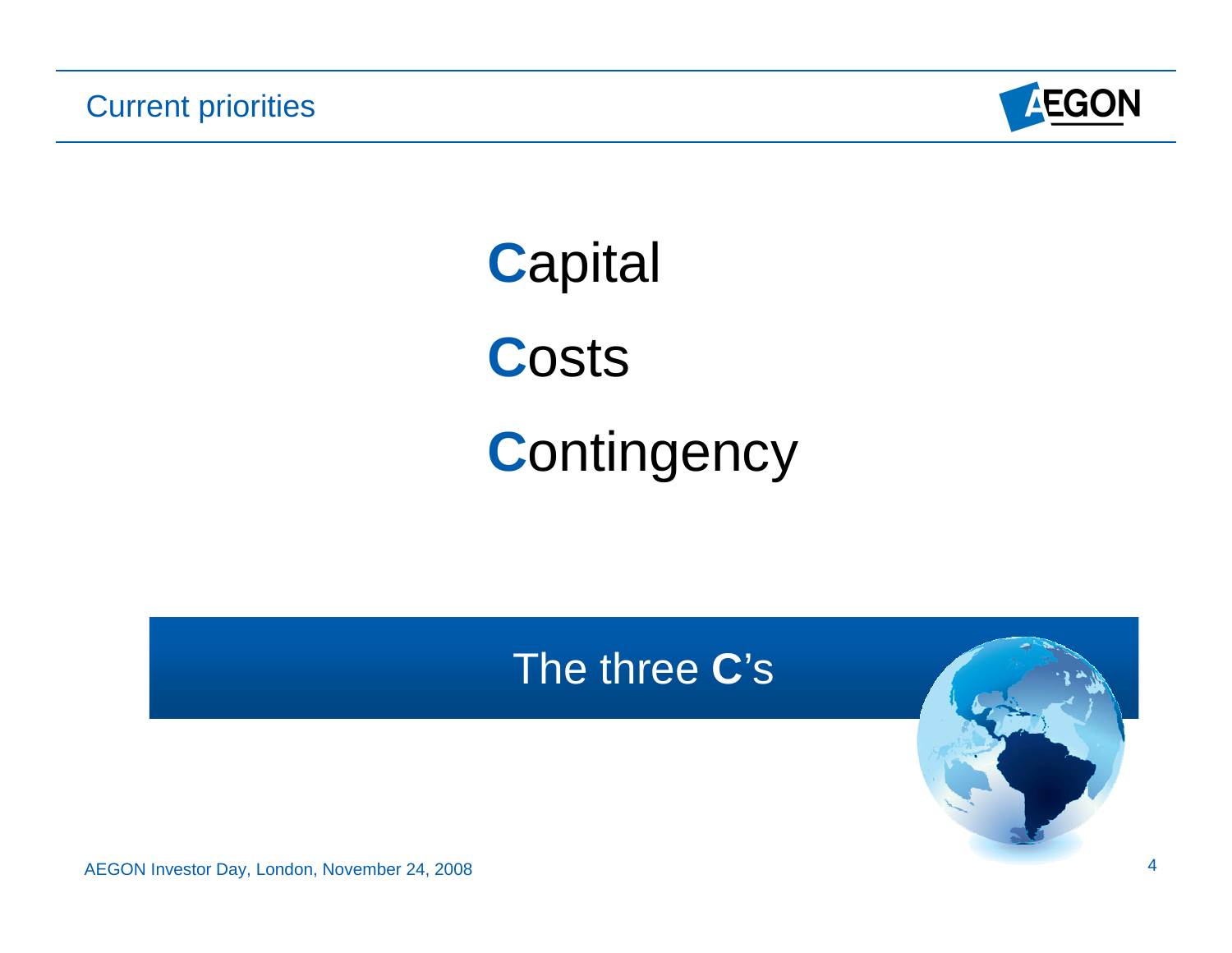## Current priorities

**C**apital

**C**osts

**C**ontingency

The three **C**'s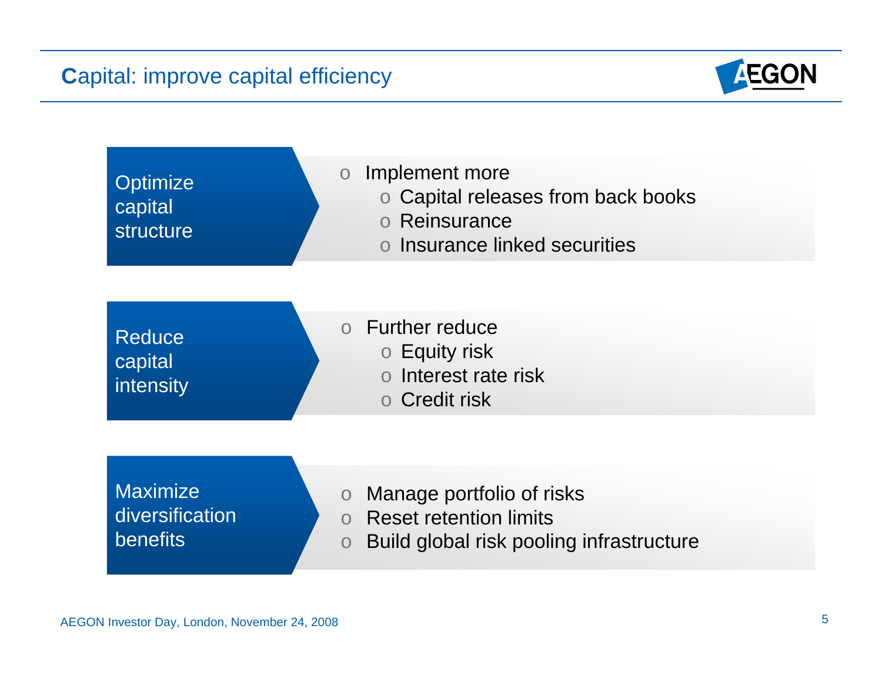# Capital: improve capital efficiency

## Optimize capital structure

- Implement more
  - Capital releases from back books
  - Reinsurance
  - Insurance linked securities

## Reduce capital intensity

- Further reduce
  - Equity risk
  - Interest rate risk
  - Credit risk

## Maximize diversification benefits

- Manage portfolio of risks
- Reset retention limits
- Build global risk pooling infrastructure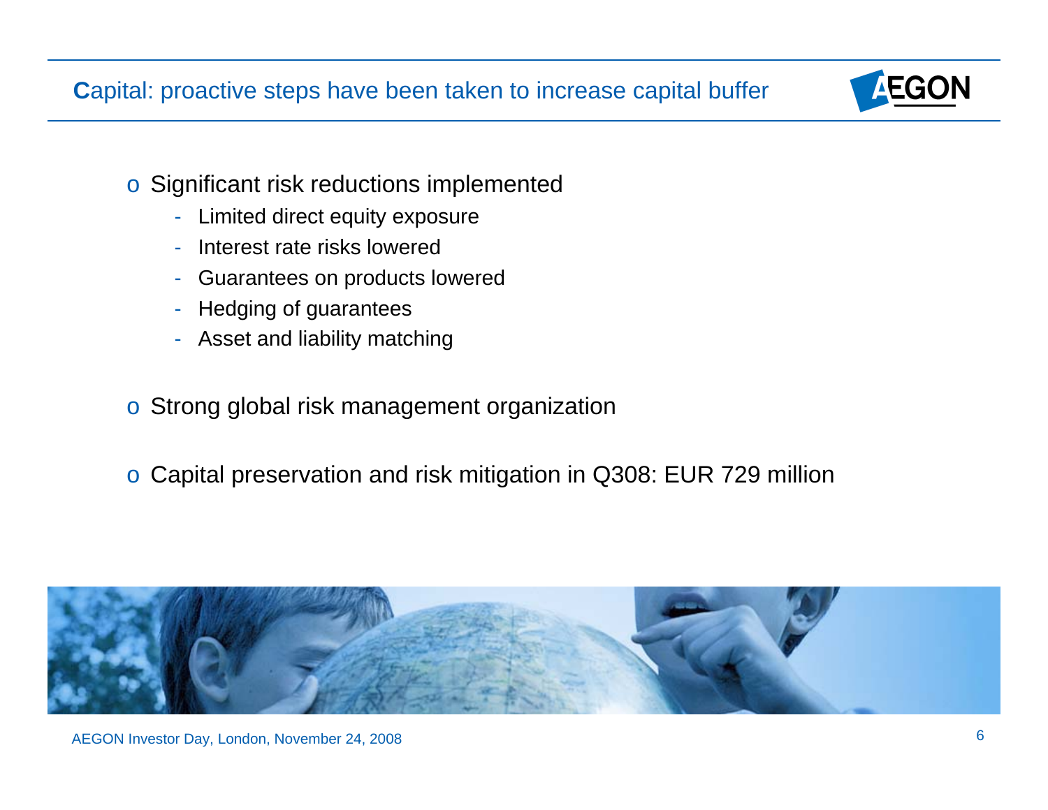# Capital: proactive steps have been taken to increase capital buffer

- Significant risk reductions implemented
  - Limited direct equity exposure
  - Interest rate risks lowered
  - Guarantees on products lowered
  - Hedging of guarantees
  - Asset and liability matching
- Strong global risk management organization
- Capital preservation and risk mitigation in Q308: EUR 729 million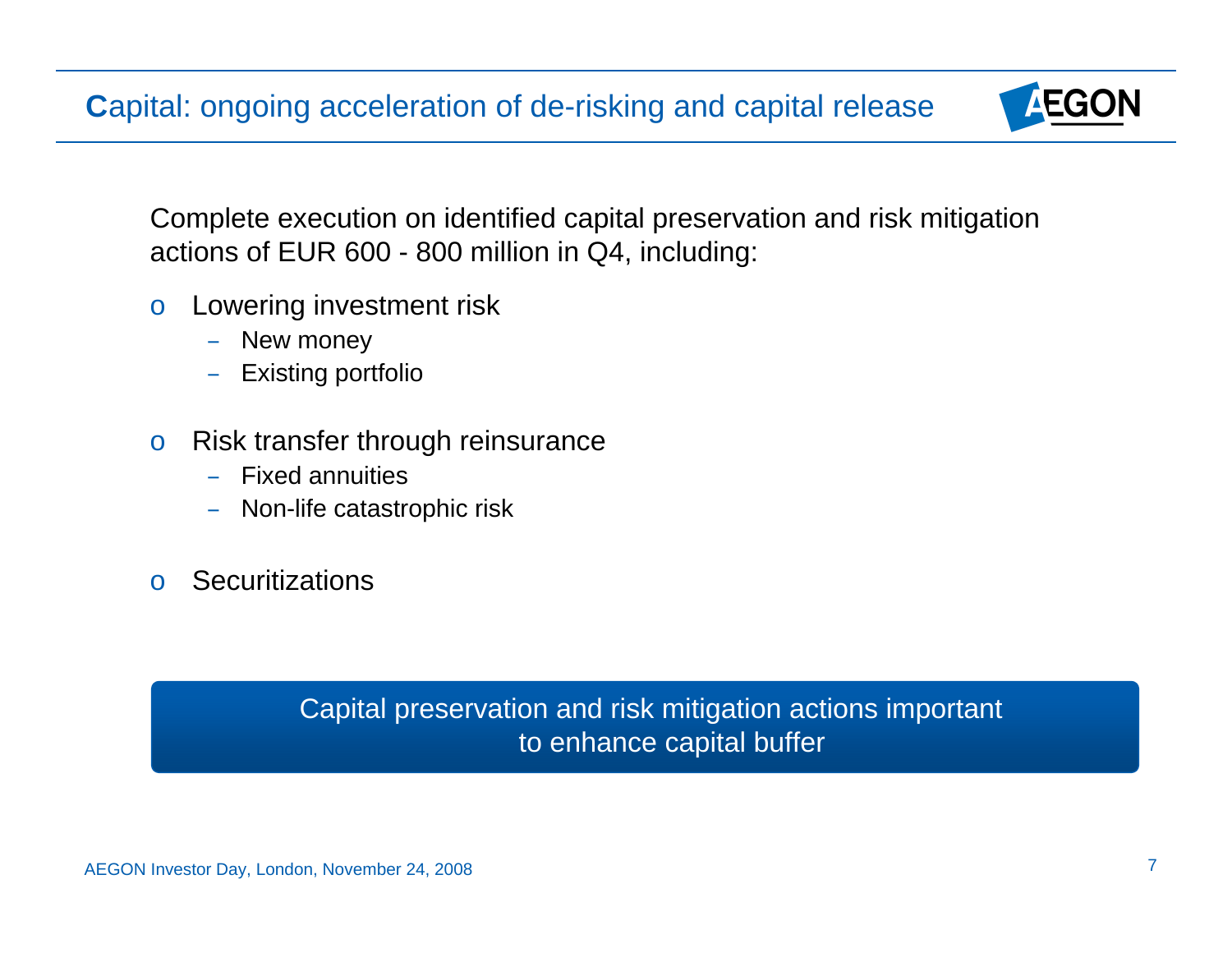# Capital: ongoing acceleration of de-risking and capital release

Complete execution on identified capital preservation and risk mitigation actions of EUR 600 - 800 million in Q4, including:

- Lowering investment risk
  - New money
  - Existing portfolio
- Risk transfer through reinsurance
  - Fixed annuities
  - Non-life catastrophic risk
- Securitizations

**Capital preservation and risk mitigation actions important to enhance capital buffer**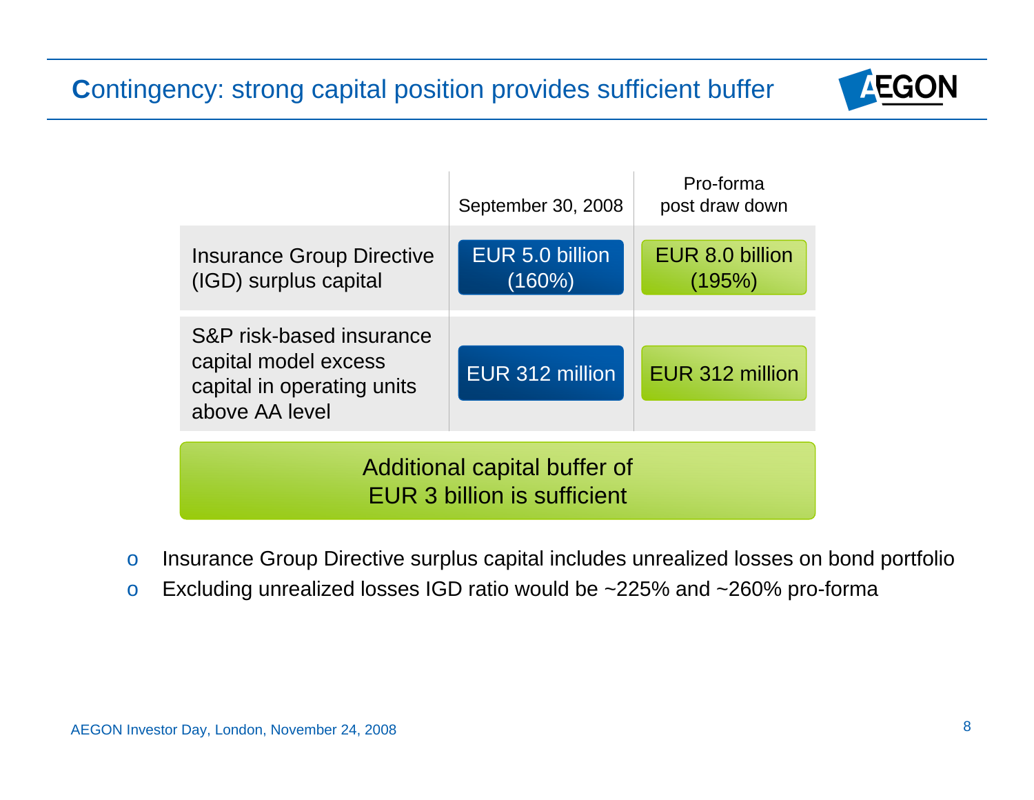# Contingency: strong capital position provides sufficient buffer

| | September 30, 2008 | Pro-forma post draw down |
|---|---|---|
| Insurance Group Directive (IGD) surplus capital | EUR 5.0 billion (160%) | EUR 8.0 billion (195%) |
| S&P risk-based insurance capital model excess capital in operating units above AA level | EUR 312 million | EUR 312 million |

**Additional capital buffer of EUR 3 billion is sufficient**

- Insurance Group Directive surplus capital includes unrealized losses on bond portfolio
- Excluding unrealized losses IGD ratio would be ~225% and ~260% pro-forma

AEGON Investor Day, London, November 24, 2008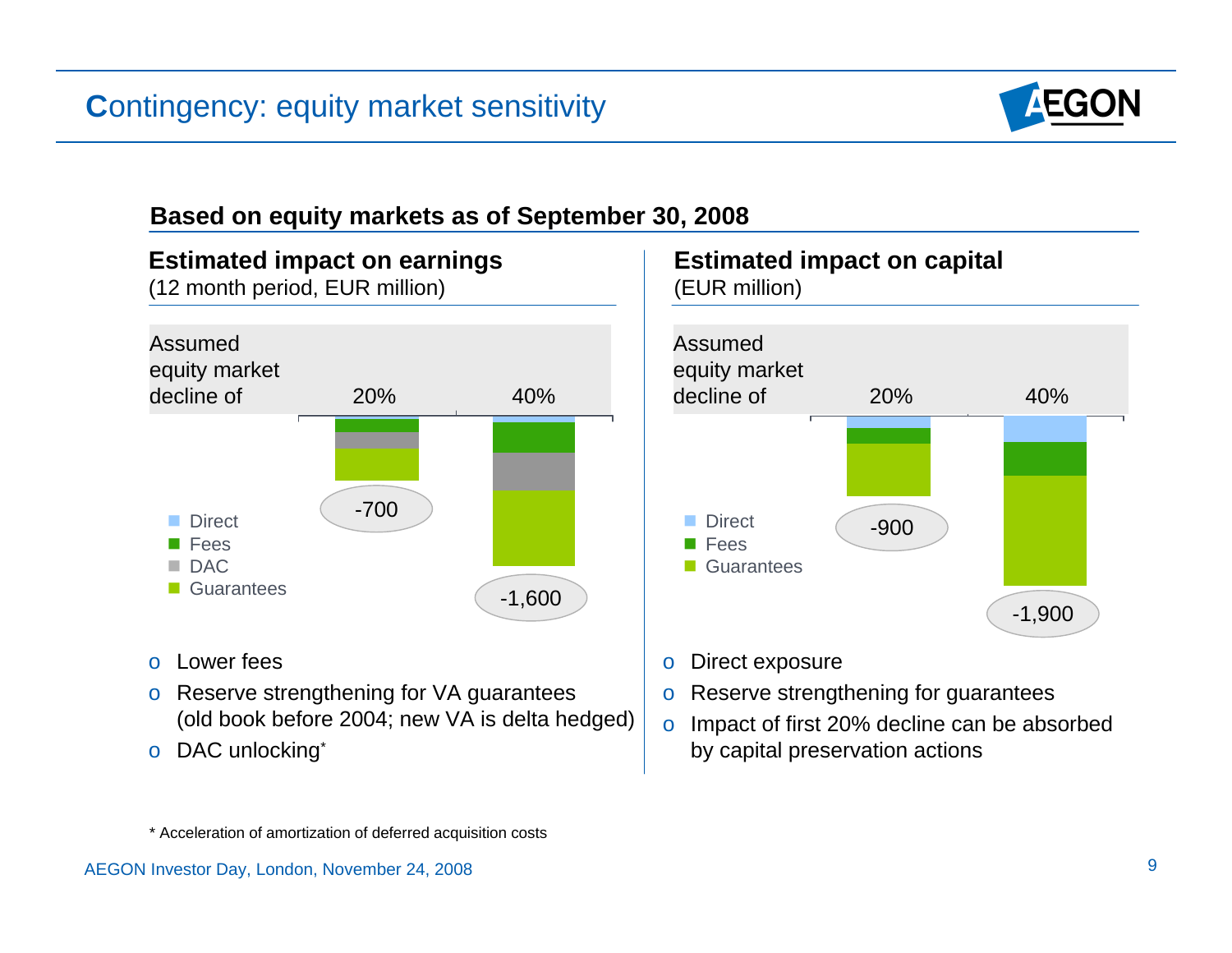# Contingency: equity market sensitivity

**Based on equity markets as of September 30, 2008**

## Estimated impact on earnings

(12 month period, EUR million)

| Assumed equity market decline of | 20% | 40% |
|---|---|---|
| Total | -700 | -1,600 |

Legend: Direct, Fees, DAC, Guarantees

- Lower fees
- Reserve strengthening for VA guarantees (old book before 2004; new VA is delta hedged)
- DAC unlocking*

## Estimated impact on capital

(EUR million)

| Assumed equity market decline of | 20% | 40% |
|---|---|---|
| Total | -900 | -1,900 |

Legend: Direct, Fees, Guarantees

- Direct exposure
- Reserve strengthening for guarantees
- Impact of first 20% decline can be absorbed by capital preservation actions

* Acceleration of amortization of deferred acquisition costs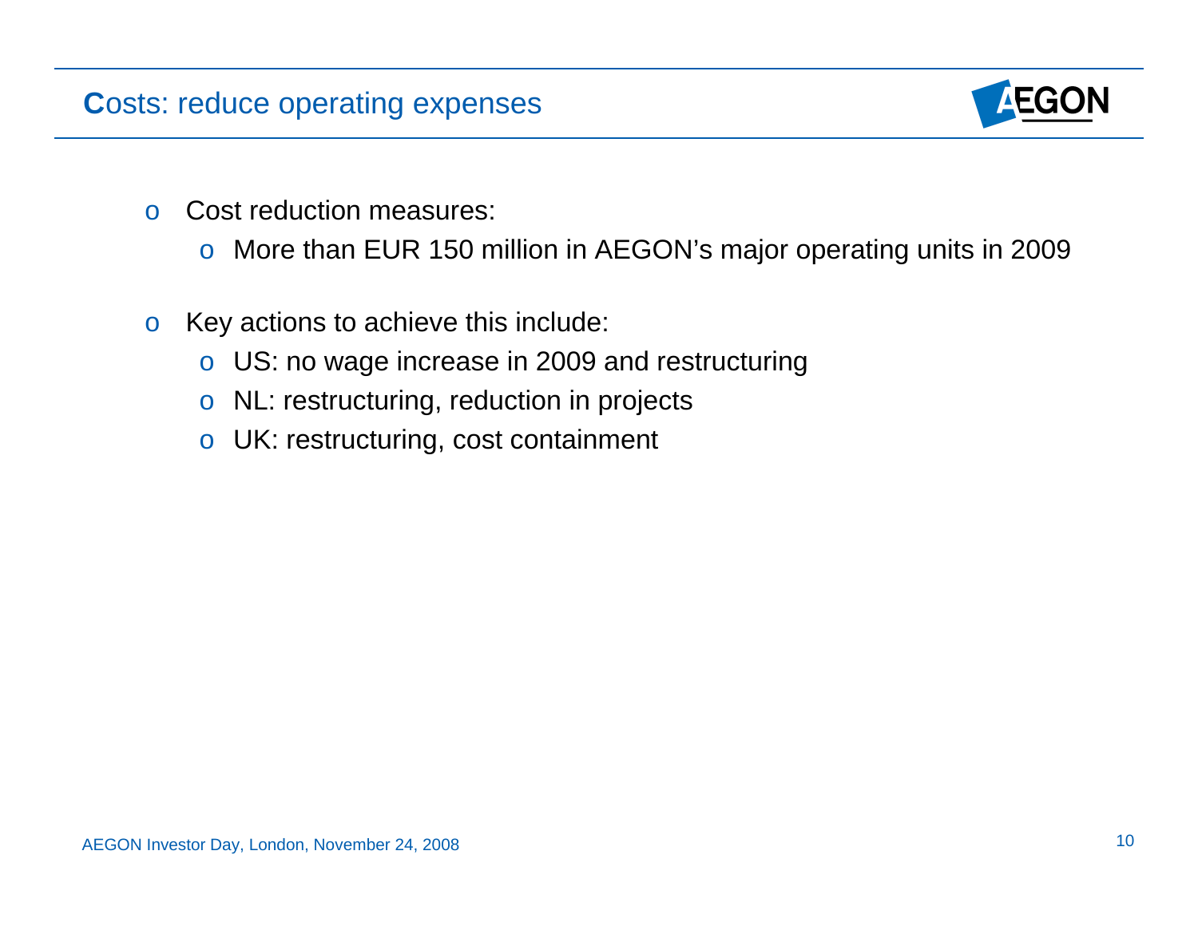## Costs: reduce operating expenses

- Cost reduction measures:
  - More than EUR 150 million in AEGON's major operating units in 2009
- Key actions to achieve this include:
  - US: no wage increase in 2009 and restructuring
  - NL: restructuring, reduction in projects
  - UK: restructuring, cost containment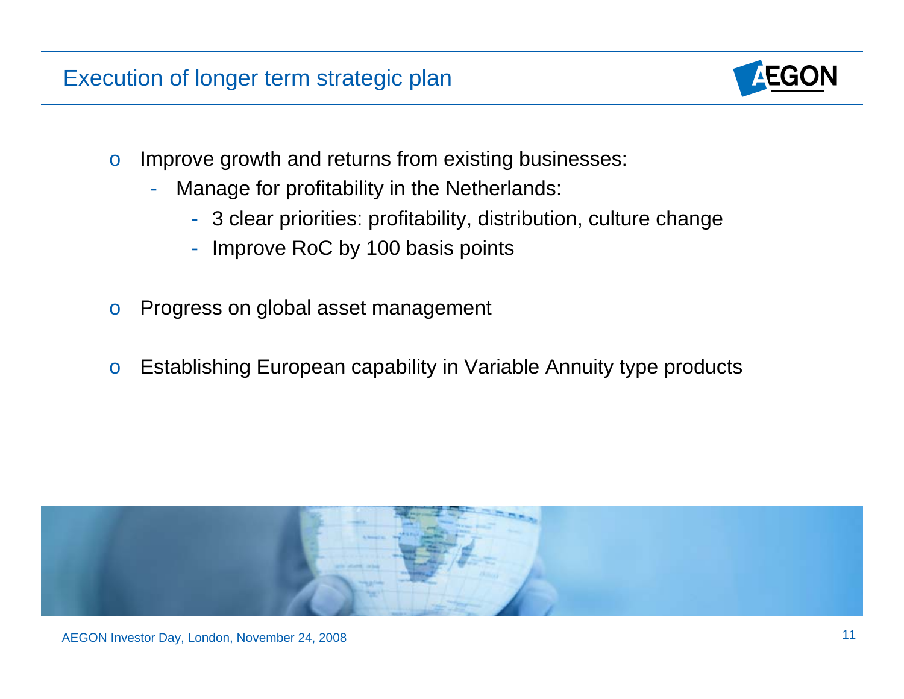# Execution of longer term strategic plan

- Improve growth and returns from existing businesses:
  - Manage for profitability in the Netherlands:
    - 3 clear priorities: profitability, distribution, culture change
    - Improve RoC by 100 basis points
- Progress on global asset management
- Establishing European capability in Variable Annuity type products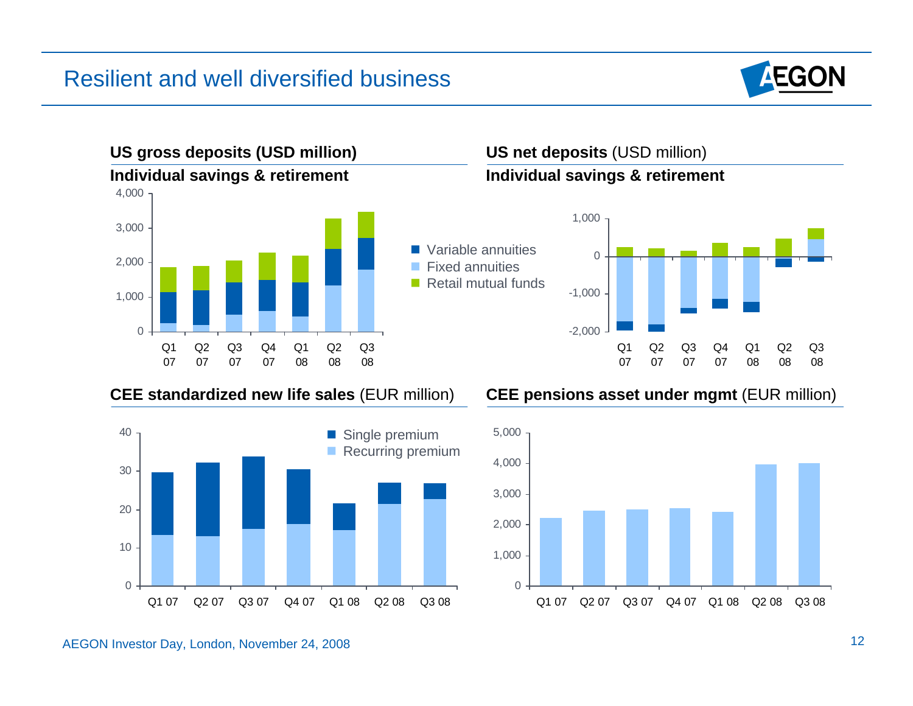# Resilient and well diversified business

## US gross deposits (USD million)

**Individual savings & retirement**

Legend: Variable annuities, Fixed annuities, Retail mutual funds

Y-axis: 0, 1,000, 2,000, 3,000, 4,000

X-axis: Q1 07, Q2 07, Q3 07, Q4 07, Q1 08, Q2 08, Q3 08

## US net deposits (USD million)

**Individual savings & retirement**

Y-axis: -2,000, -1,000, 0, 1,000

X-axis: Q1 07, Q2 07, Q3 07, Q4 07, Q1 08, Q2 08, Q3 08

## CEE standardized new life sales (EUR million)

Legend: Single premium, Recurring premium

Y-axis: 0, 10, 20, 30, 40

X-axis: Q1 07, Q2 07, Q3 07, Q4 07, Q1 08, Q2 08, Q3 08

## CEE pensions asset under mgmt (EUR million)

Y-axis: 0, 1,000, 2,000, 3,000, 4,000, 5,000

X-axis: Q1 07, Q2 07, Q3 07, Q4 07, Q1 08, Q2 08, Q3 08

AEGON Investor Day, London, November 24, 2008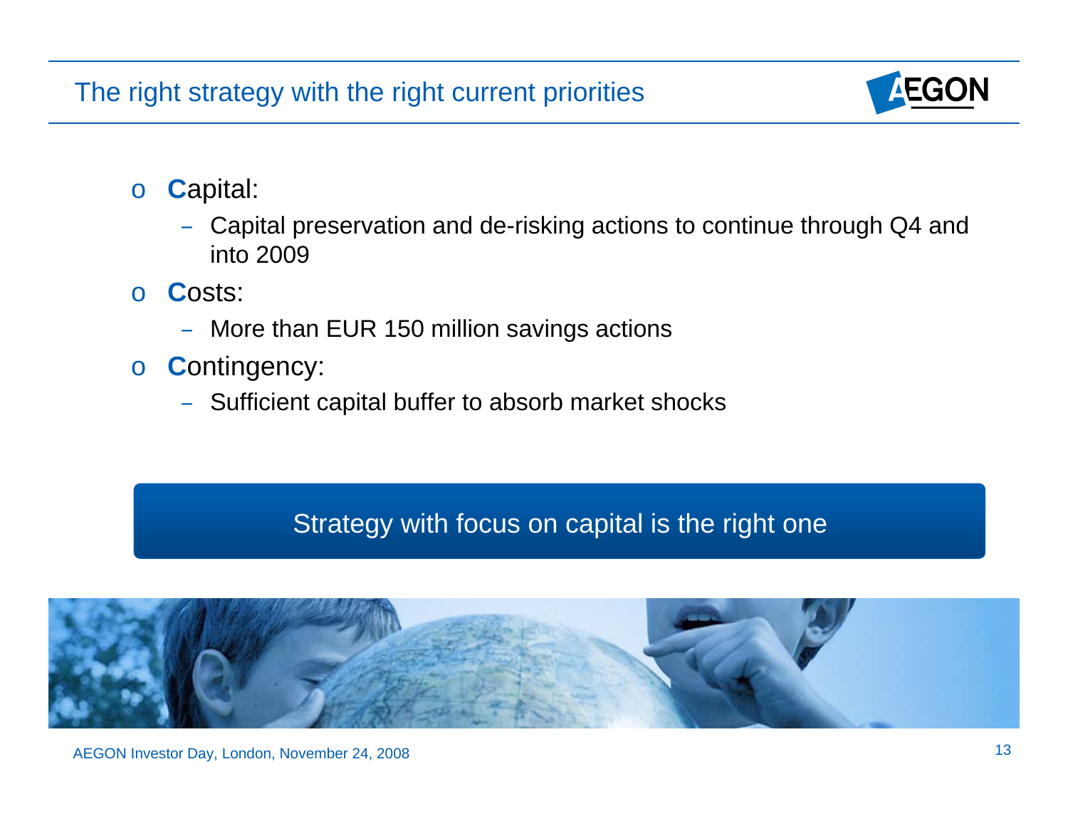# The right strategy with the right current priorities

- **C**apital:
  - Capital preservation and de-risking actions to continue through Q4 and into 2009
- **C**osts:
  - More than EUR 150 million savings actions
- **C**ontingency:
  - Sufficient capital buffer to absorb market shocks

**Strategy with focus on capital is the right one**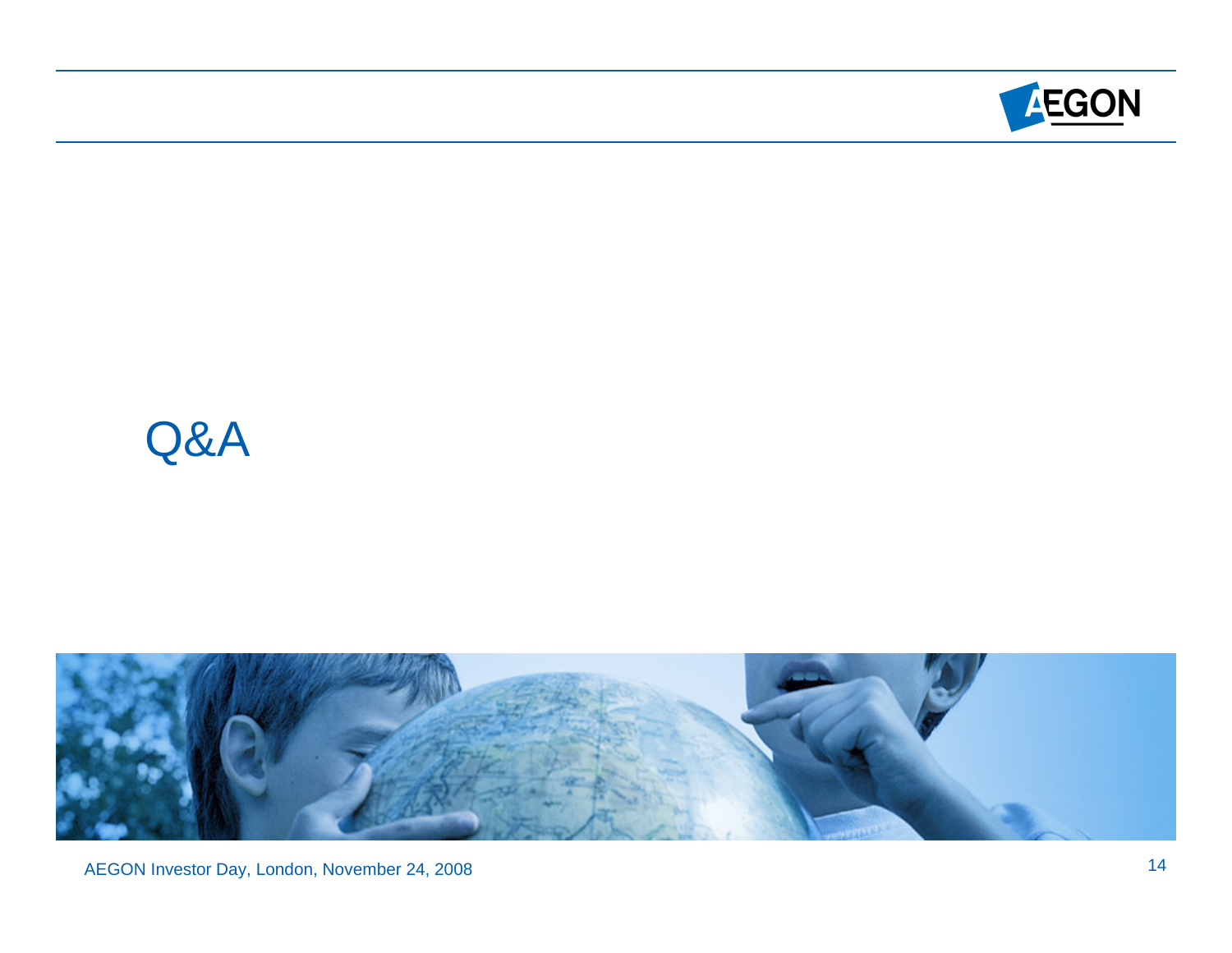# Q&A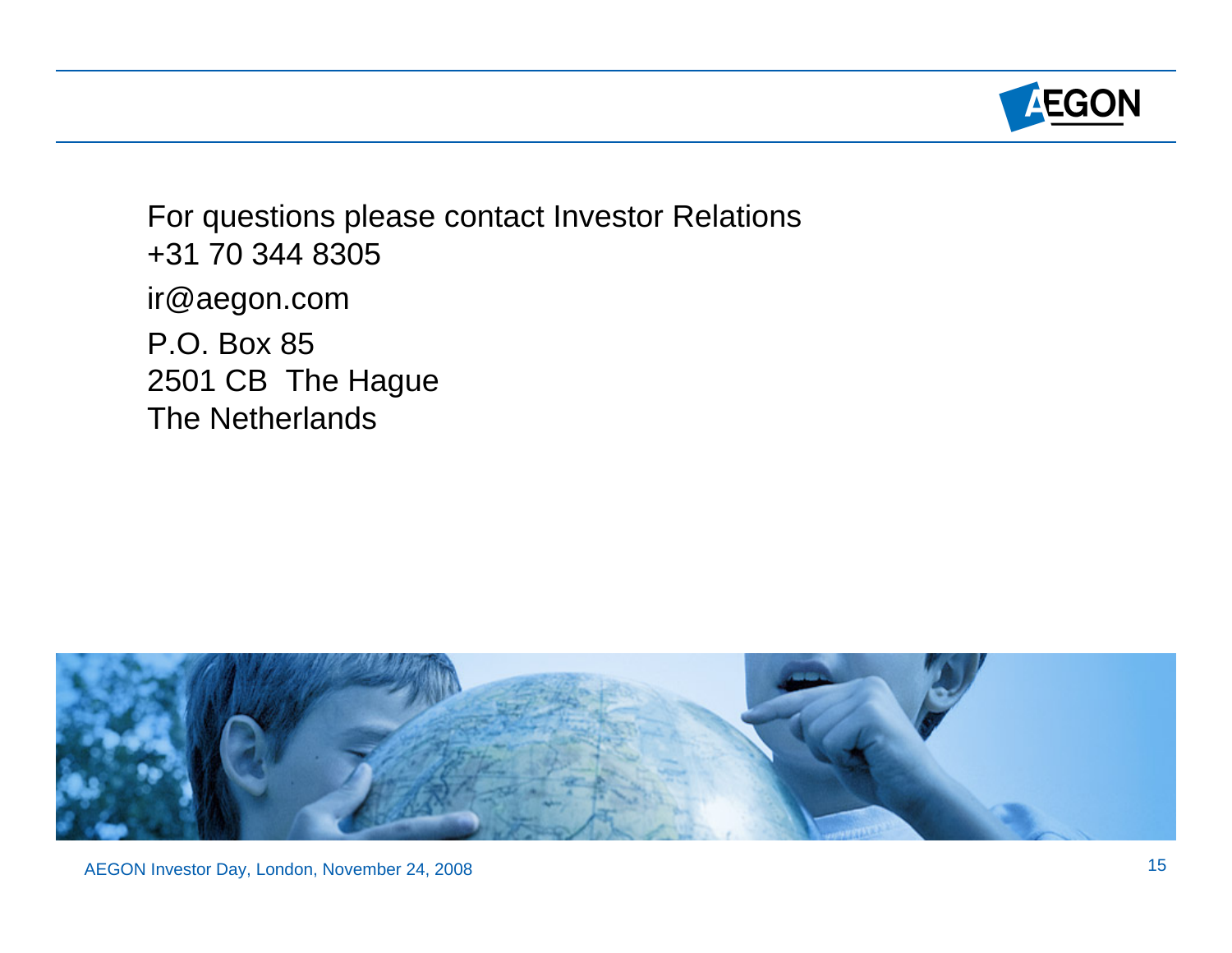For questions please contact Investor Relations
+31 70 344 8305

ir@aegon.com

P.O. Box 85
2501 CB  The Hague
The Netherlands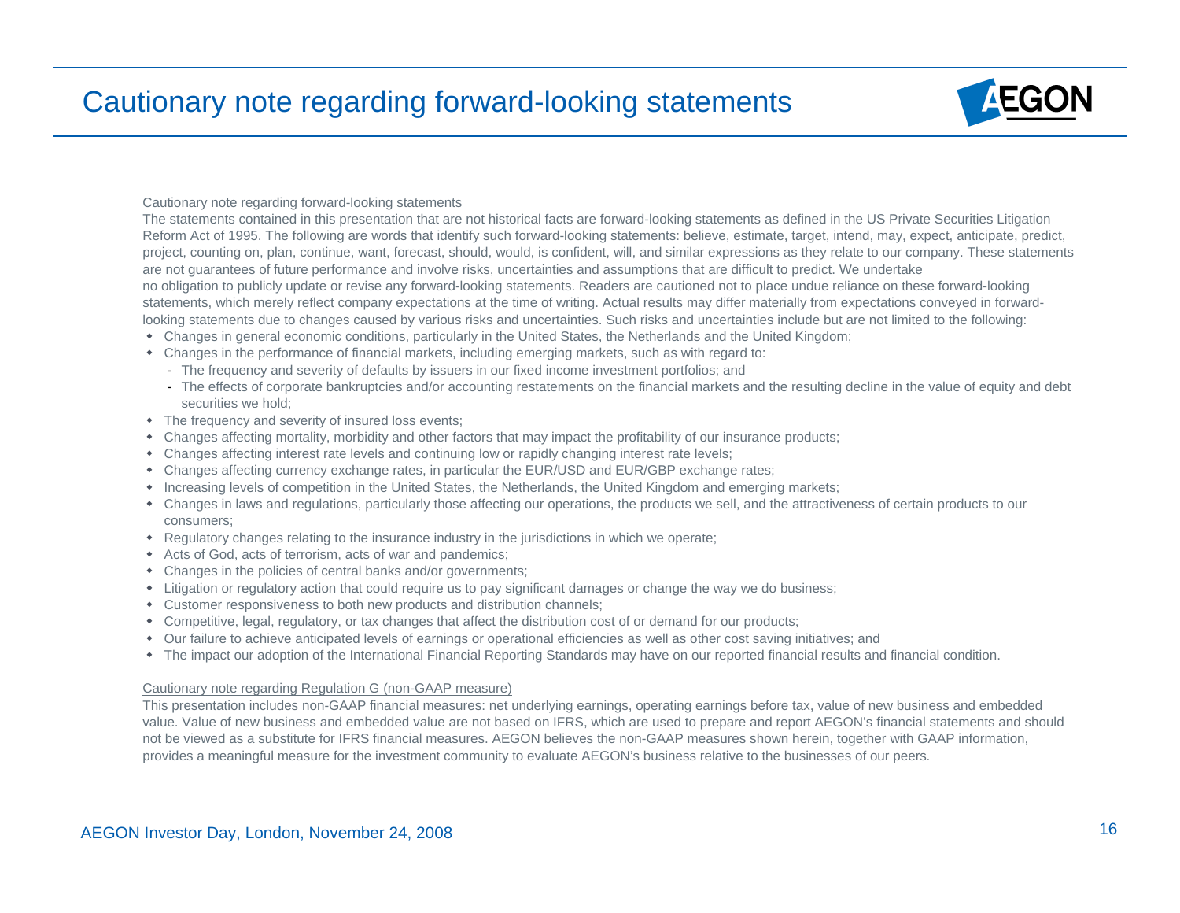# Cautionary note regarding forward-looking statements

Cautionary note regarding forward-looking statements

The statements contained in this presentation that are not historical facts are forward-looking statements as defined in the US Private Securities Litigation Reform Act of 1995. The following are words that identify such forward-looking statements: believe, estimate, target, intend, may, expect, anticipate, predict, project, counting on, plan, continue, want, forecast, should, would, is confident, will, and similar expressions as they relate to our company. These statements are not guarantees of future performance and involve risks, uncertainties and assumptions that are difficult to predict. We undertake no obligation to publicly update or revise any forward-looking statements. Readers are cautioned not to place undue reliance on these forward-looking statements, which merely reflect company expectations at the time of writing. Actual results may differ materially from expectations conveyed in forward-looking statements due to changes caused by various risks and uncertainties. Such risks and uncertainties include but are not limited to the following:

- Changes in general economic conditions, particularly in the United States, the Netherlands and the United Kingdom;
- Changes in the performance of financial markets, including emerging markets, such as with regard to:
  - The frequency and severity of defaults by issuers in our fixed income investment portfolios; and
  - The effects of corporate bankruptcies and/or accounting restatements on the financial markets and the resulting decline in the value of equity and debt securities we hold;
- The frequency and severity of insured loss events;
- Changes affecting mortality, morbidity and other factors that may impact the profitability of our insurance products;
- Changes affecting interest rate levels and continuing low or rapidly changing interest rate levels;
- Changes affecting currency exchange rates, in particular the EUR/USD and EUR/GBP exchange rates;
- Increasing levels of competition in the United States, the Netherlands, the United Kingdom and emerging markets;
- Changes in laws and regulations, particularly those affecting our operations, the products we sell, and the attractiveness of certain products to our consumers;
- Regulatory changes relating to the insurance industry in the jurisdictions in which we operate;
- Acts of God, acts of terrorism, acts of war and pandemics;
- Changes in the policies of central banks and/or governments;
- Litigation or regulatory action that could require us to pay significant damages or change the way we do business;
- Customer responsiveness to both new products and distribution channels;
- Competitive, legal, regulatory, or tax changes that affect the distribution cost of or demand for our products;
- Our failure to achieve anticipated levels of earnings or operational efficiencies as well as other cost saving initiatives; and
- The impact our adoption of the International Financial Reporting Standards may have on our reported financial results and financial condition.

Cautionary note regarding Regulation G (non-GAAP measure)

This presentation includes non-GAAP financial measures: net underlying earnings, operating earnings before tax, value of new business and embedded value. Value of new business and embedded value are not based on IFRS, which are used to prepare and report AEGON's financial statements and should not be viewed as a substitute for IFRS financial measures. AEGON believes the non-GAAP measures shown herein, together with GAAP information, provides a meaningful measure for the investment community to evaluate AEGON's business relative to the businesses of our peers.